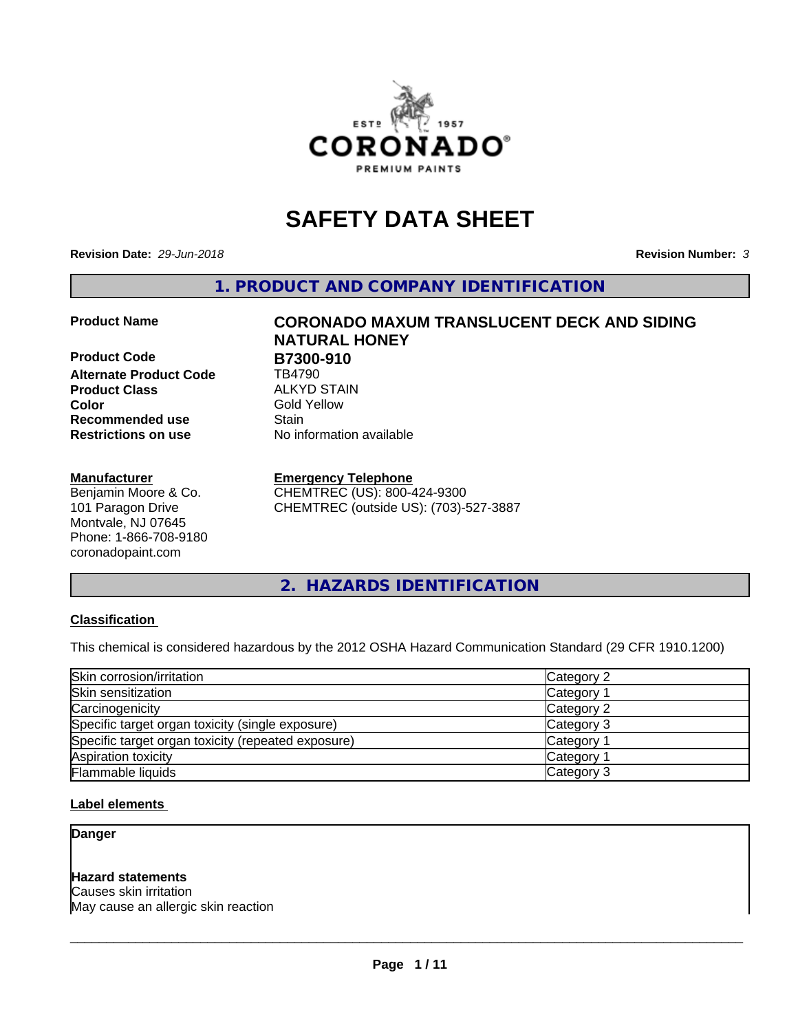# SAFETY DATA SHEET

**Revision Date:** *29-Jun-2018*

**Revision Number:** *3*

## 1. PRODUCT AND COMPANY IDENTIFICATION

**Product Name** **CORONADO MAXUM TRANSLUCENT DECK AND SIDING NATURAL HONEY**

**Product Code** **B7300-910**

**Alternate Product Code** TB4790

**Product Class** ALKYD STAIN

**Color** Gold Yellow

**Recommended use** Stain

**Restrictions on use** No information available

**Manufacturer**
Benjamin Moore & Co.
101 Paragon Drive
Montvale, NJ 07645
Phone: 1-866-708-9180
coronadopaint.com

**Emergency Telephone**
CHEMTREC (US): 800-424-9300
CHEMTREC (outside US): (703)-527-3887

## 2. HAZARDS IDENTIFICATION

**Classification**

This chemical is considered hazardous by the 2012 OSHA Hazard Communication Standard (29 CFR 1910.1200)

| | |
|---|---|
| Skin corrosion/irritation | Category 2 |
| Skin sensitization | Category 1 |
| Carcinogenicity | Category 2 |
| Specific target organ toxicity (single exposure) | Category 3 |
| Specific target organ toxicity (repeated exposure) | Category 1 |
| Aspiration toxicity | Category 1 |
| Flammable liquids | Category 3 |

**Label elements**

**Danger**

**Hazard statements**
Causes skin irritation
May cause an allergic skin reaction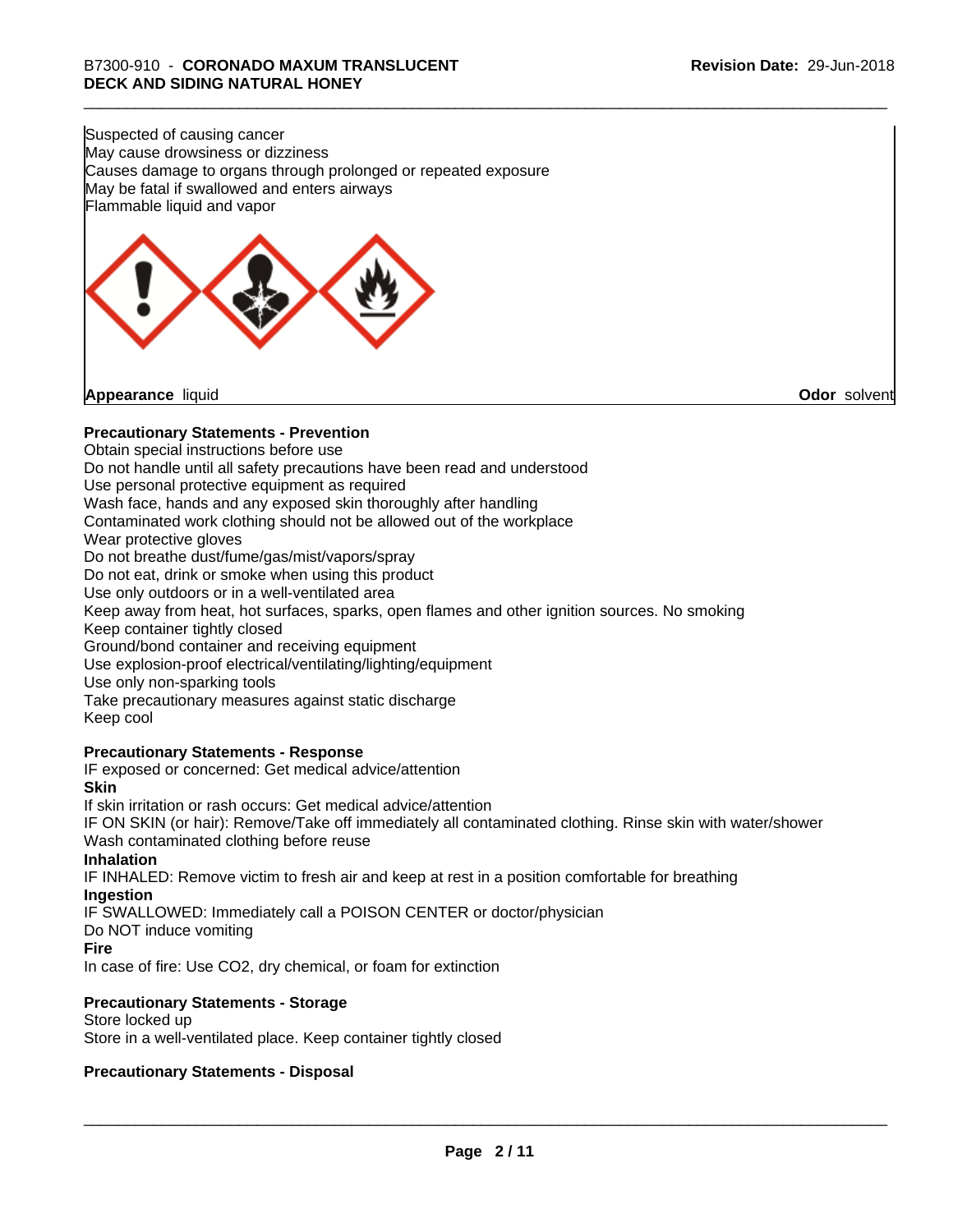Suspected of causing cancer
May cause drowsiness or dizziness
Causes damage to organs through prolonged or repeated exposure
May be fatal if swallowed and enters airways
Flammable liquid and vapor

**Appearance** liquid **Odor** solvent

**Precautionary Statements - Prevention**

Obtain special instructions before use
Do not handle until all safety precautions have been read and understood
Use personal protective equipment as required
Wash face, hands and any exposed skin thoroughly after handling
Contaminated work clothing should not be allowed out of the workplace
Wear protective gloves
Do not breathe dust/fume/gas/mist/vapors/spray
Do not eat, drink or smoke when using this product
Use only outdoors or in a well-ventilated area
Keep away from heat, hot surfaces, sparks, open flames and other ignition sources. No smoking
Keep container tightly closed
Ground/bond container and receiving equipment
Use explosion-proof electrical/ventilating/lighting/equipment
Use only non-sparking tools
Take precautionary measures against static discharge
Keep cool

**Precautionary Statements - Response**

IF exposed or concerned: Get medical advice/attention

**Skin**

If skin irritation or rash occurs: Get medical advice/attention
IF ON SKIN (or hair): Remove/Take off immediately all contaminated clothing. Rinse skin with water/shower
Wash contaminated clothing before reuse

**Inhalation**

IF INHALED: Remove victim to fresh air and keep at rest in a position comfortable for breathing

**Ingestion**

IF SWALLOWED: Immediately call a POISON CENTER or doctor/physician
Do NOT induce vomiting

**Fire**

In case of fire: Use CO2, dry chemical, or foam for extinction

**Precautionary Statements - Storage**

Store locked up
Store in a well-ventilated place. Keep container tightly closed

**Precautionary Statements - Disposal**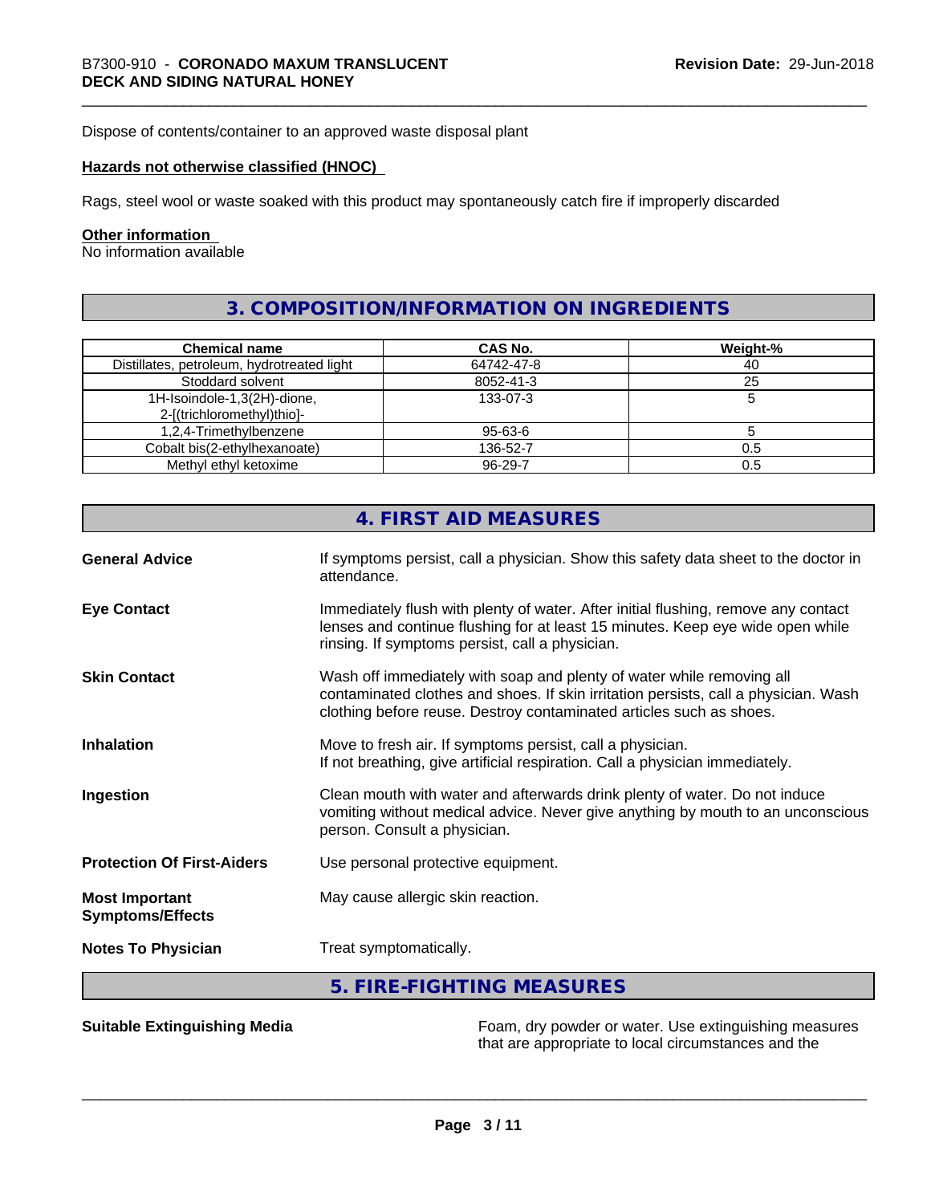Dispose of contents/container to an approved waste disposal plant

**Hazards not otherwise classified (HNOC)**

Rags, steel wool or waste soaked with this product may spontaneously catch fire if improperly discarded

**Other information**

No information available

## 3. COMPOSITION/INFORMATION ON INGREDIENTS

| Chemical name | CAS No. | Weight-% |
|---|---|---|
| Distillates, petroleum, hydrotreated light | 64742-47-8 | 40 |
| Stoddard solvent | 8052-41-3 | 25 |
| 1H-Isoindole-1,3(2H)-dione, 2-[(trichloromethyl)thio]- | 133-07-3 | 5 |
| 1,2,4-Trimethylbenzene | 95-63-6 | 5 |
| Cobalt bis(2-ethylhexanoate) | 136-52-7 | 0.5 |
| Methyl ethyl ketoxime | 96-29-7 | 0.5 |

## 4. FIRST AID MEASURES

**General Advice** — If symptoms persist, call a physician. Show this safety data sheet to the doctor in attendance.

**Eye Contact** — Immediately flush with plenty of water. After initial flushing, remove any contact lenses and continue flushing for at least 15 minutes. Keep eye wide open while rinsing. If symptoms persist, call a physician.

**Skin Contact** — Wash off immediately with soap and plenty of water while removing all contaminated clothes and shoes. If skin irritation persists, call a physician. Wash clothing before reuse. Destroy contaminated articles such as shoes.

**Inhalation** — Move to fresh air. If symptoms persist, call a physician. If not breathing, give artificial respiration. Call a physician immediately.

**Ingestion** — Clean mouth with water and afterwards drink plenty of water. Do not induce vomiting without medical advice. Never give anything by mouth to an unconscious person. Consult a physician.

**Protection Of First-Aiders** — Use personal protective equipment.

**Most Important Symptoms/Effects** — May cause allergic skin reaction.

**Notes To Physician** — Treat symptomatically.

## 5. FIRE-FIGHTING MEASURES

**Suitable Extinguishing Media** — Foam, dry powder or water. Use extinguishing measures that are appropriate to local circumstances and the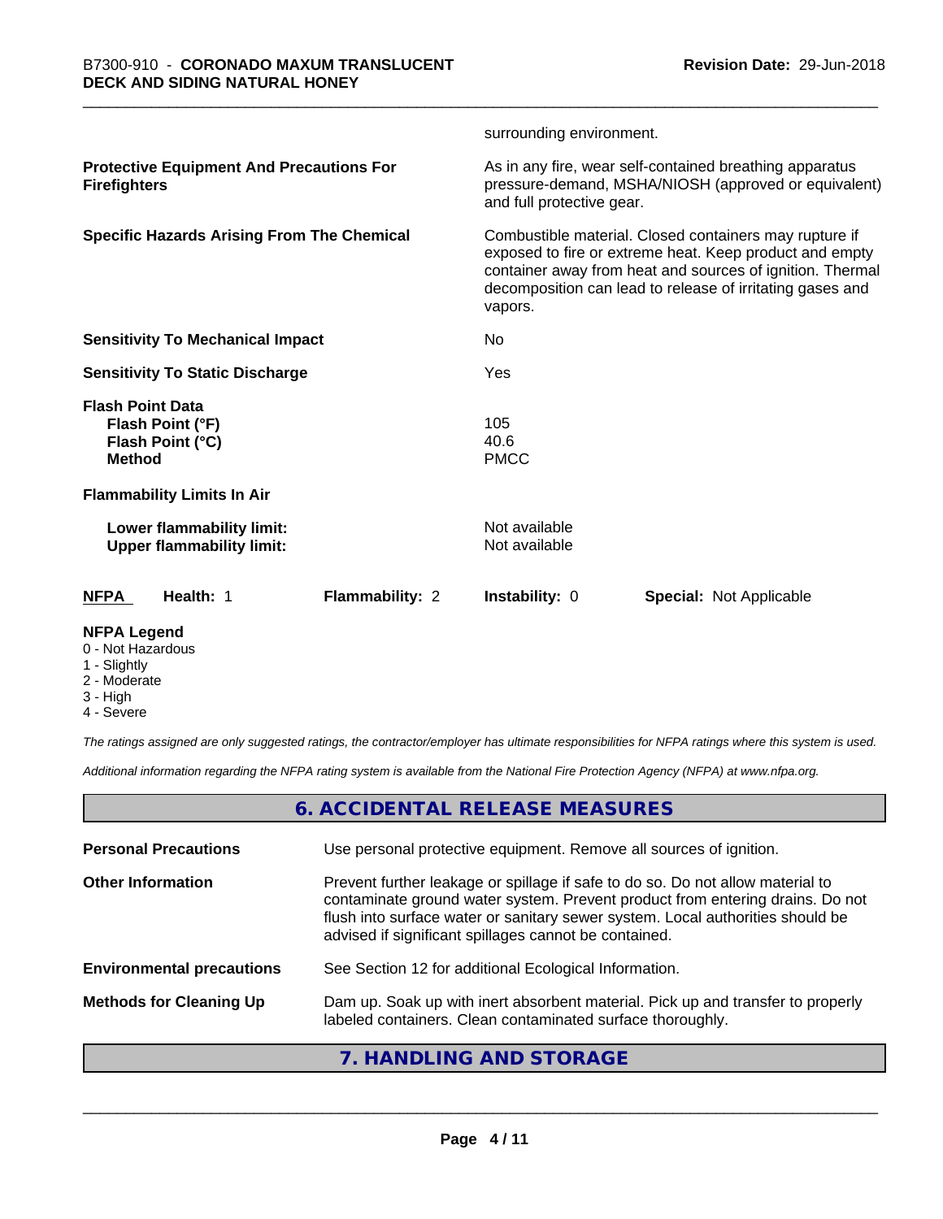surrounding environment.

| | |
|---|---|
| **Protective Equipment And Precautions For Firefighters** | As in any fire, wear self-contained breathing apparatus pressure-demand, MSHA/NIOSH (approved or equivalent) and full protective gear. |
| **Specific Hazards Arising From The Chemical** | Combustible material. Closed containers may rupture if exposed to fire or extreme heat. Keep product and empty container away from heat and sources of ignition. Thermal decomposition can lead to release of irritating gases and vapors. |
| **Sensitivity To Mechanical Impact** | No |
| **Sensitivity To Static Discharge** | Yes |

**Flash Point Data**

| | |
|---|---|
| **Flash Point (°F)** | 105 |
| **Flash Point (°C)** | 40.6 |
| **Method** | PMCC |

**Flammability Limits In Air**

| | |
|---|---|
| **Lower flammability limit:** | Not available |
| **Upper flammability limit:** | Not available |

| **NFPA** | **Health:** 1 | **Flammability:** 2 | **Instability:** 0 | **Special:** Not Applicable |
|---|---|---|---|---|

**NFPA Legend**

- 0 - Not Hazardous
- 1 - Slightly
- 2 - Moderate
- 3 - High
- 4 - Severe

*The ratings assigned are only suggested ratings, the contractor/employer has ultimate responsibilities for NFPA ratings where this system is used.*

*Additional information regarding the NFPA rating system is available from the National Fire Protection Agency (NFPA) at www.nfpa.org.*

## 6. ACCIDENTAL RELEASE MEASURES

| | |
|---|---|
| **Personal Precautions** | Use personal protective equipment. Remove all sources of ignition. |
| **Other Information** | Prevent further leakage or spillage if safe to do so. Do not allow material to contaminate ground water system. Prevent product from entering drains. Do not flush into surface water or sanitary sewer system. Local authorities should be advised if significant spillages cannot be contained. |
| **Environmental precautions** | See Section 12 for additional Ecological Information. |
| **Methods for Cleaning Up** | Dam up. Soak up with inert absorbent material. Pick up and transfer to properly labeled containers. Clean contaminated surface thoroughly. |

## 7. HANDLING AND STORAGE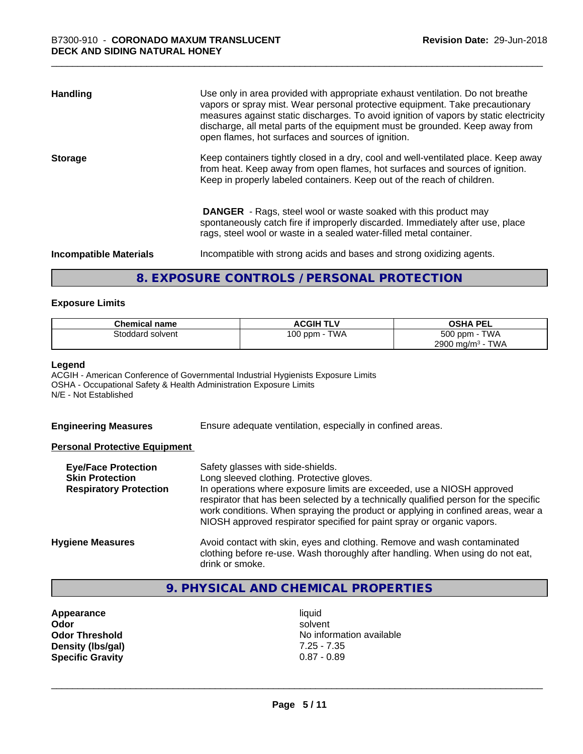| | |
|---|---|
| **Handling** | Use only in area provided with appropriate exhaust ventilation. Do not breathe vapors or spray mist. Wear personal protective equipment. Take precautionary measures against static discharges. To avoid ignition of vapors by static electricity discharge, all metal parts of the equipment must be grounded. Keep away from open flames, hot surfaces and sources of ignition. |
| **Storage** | Keep containers tightly closed in a dry, cool and well-ventilated place. Keep away from heat. Keep away from open flames, hot surfaces and sources of ignition. Keep in properly labeled containers. Keep out of the reach of children. |
| | **DANGER** - Rags, steel wool or waste soaked with this product may spontaneously catch fire if improperly discarded. Immediately after use, place rags, steel wool or waste in a sealed water-filled metal container. |
| **Incompatible Materials** | Incompatible with strong acids and bases and strong oxidizing agents. |

## 8. EXPOSURE CONTROLS / PERSONAL PROTECTION

### Exposure Limits

| Chemical name | ACGIH TLV | OSHA PEL |
|---|---|---|
| Stoddard solvent | 100 ppm - TWA | 500 ppm - TWA<br>2900 mg/m³ - TWA |

**Legend**
ACGIH - American Conference of Governmental Industrial Hygienists Exposure Limits
OSHA - Occupational Safety & Health Administration Exposure Limits
N/E - Not Established

**Engineering Measures** Ensure adequate ventilation, especially in confined areas.

**Personal Protective Equipment**

| | |
|---|---|
| **Eye/Face Protection** | Safety glasses with side-shields. |
| **Skin Protection** | Long sleeved clothing. Protective gloves. |
| **Respiratory Protection** | In operations where exposure limits are exceeded, use a NIOSH approved respirator that has been selected by a technically qualified person for the specific work conditions. When spraying the product or applying in confined areas, wear a NIOSH approved respirator specified for paint spray or organic vapors. |

**Hygiene Measures** Avoid contact with skin, eyes and clothing. Remove and wash contaminated clothing before re-use. Wash thoroughly after handling. When using do not eat, drink or smoke.

## 9. PHYSICAL AND CHEMICAL PROPERTIES

| | |
|---|---|
| **Appearance** | liquid |
| **Odor** | solvent |
| **Odor Threshold** | No information available |
| **Density (lbs/gal)** | 7.25 - 7.35 |
| **Specific Gravity** | 0.87 - 0.89 |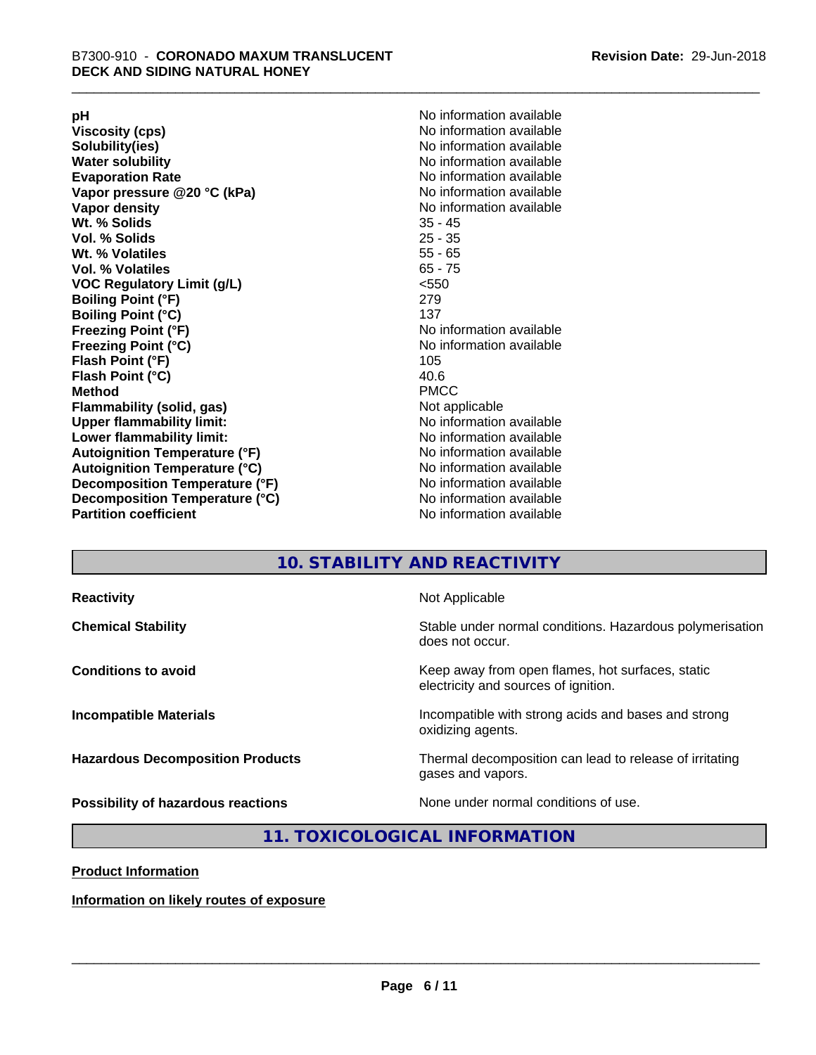| | |
|---|---|
| **pH** | No information available |
| **Viscosity (cps)** | No information available |
| **Solubility(ies)** | No information available |
| **Water solubility** | No information available |
| **Evaporation Rate** | No information available |
| **Vapor pressure @20 °C (kPa)** | No information available |
| **Vapor density** | No information available |
| **Wt. % Solids** | 35 - 45 |
| **Vol. % Solids** | 25 - 35 |
| **Wt. % Volatiles** | 55 - 65 |
| **Vol. % Volatiles** | 65 - 75 |
| **VOC Regulatory Limit (g/L)** | <550 |
| **Boiling Point (°F)** | 279 |
| **Boiling Point (°C)** | 137 |
| **Freezing Point (°F)** | No information available |
| **Freezing Point (°C)** | No information available |
| **Flash Point (°F)** | 105 |
| **Flash Point (°C)** | 40.6 |
| **Method** | PMCC |
| **Flammability (solid, gas)** | Not applicable |
| **Upper flammability limit:** | No information available |
| **Lower flammability limit:** | No information available |
| **Autoignition Temperature (°F)** | No information available |
| **Autoignition Temperature (°C)** | No information available |
| **Decomposition Temperature (°F)** | No information available |
| **Decomposition Temperature (°C)** | No information available |
| **Partition coefficient** | No information available |

## 10. STABILITY AND REACTIVITY

| | |
|---|---|
| **Reactivity** | Not Applicable |
| **Chemical Stability** | Stable under normal conditions. Hazardous polymerisation does not occur. |
| **Conditions to avoid** | Keep away from open flames, hot surfaces, static electricity and sources of ignition. |
| **Incompatible Materials** | Incompatible with strong acids and bases and strong oxidizing agents. |
| **Hazardous Decomposition Products** | Thermal decomposition can lead to release of irritating gases and vapors. |
| **Possibility of hazardous reactions** | None under normal conditions of use. |

## 11. TOXICOLOGICAL INFORMATION

**Product Information**

**Information on likely routes of exposure**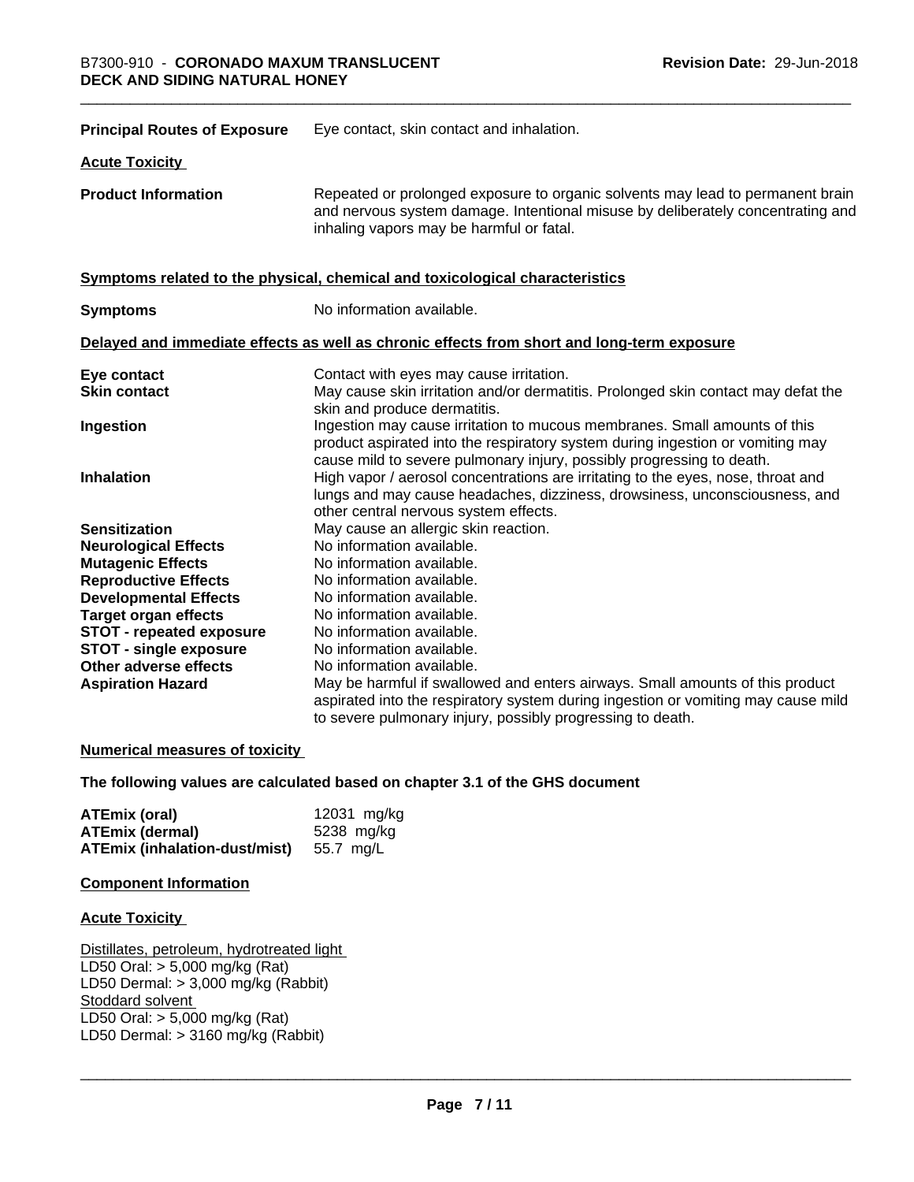**Principal Routes of Exposure** Eye contact, skin contact and inhalation.

**Acute Toxicity**

**Product Information** Repeated or prolonged exposure to organic solvents may lead to permanent brain and nervous system damage. Intentional misuse by deliberately concentrating and inhaling vapors may be harmful or fatal.

**Symptoms related to the physical, chemical and toxicological characteristics**

**Symptoms** No information available.

**Delayed and immediate effects as well as chronic effects from short and long-term exposure**

| | |
|---|---|
| **Eye contact** | Contact with eyes may cause irritation. |
| **Skin contact** | May cause skin irritation and/or dermatitis. Prolonged skin contact may defat the skin and produce dermatitis. |
| **Ingestion** | Ingestion may cause irritation to mucous membranes. Small amounts of this product aspirated into the respiratory system during ingestion or vomiting may cause mild to severe pulmonary injury, possibly progressing to death. |
| **Inhalation** | High vapor / aerosol concentrations are irritating to the eyes, nose, throat and lungs and may cause headaches, dizziness, drowsiness, unconsciousness, and other central nervous system effects. |
| **Sensitization** | May cause an allergic skin reaction. |
| **Neurological Effects** | No information available. |
| **Mutagenic Effects** | No information available. |
| **Reproductive Effects** | No information available. |
| **Developmental Effects** | No information available. |
| **Target organ effects** | No information available. |
| **STOT - repeated exposure** | No information available. |
| **STOT - single exposure** | No information available. |
| **Other adverse effects** | No information available. |
| **Aspiration Hazard** | May be harmful if swallowed and enters airways. Small amounts of this product aspirated into the respiratory system during ingestion or vomiting may cause mild to severe pulmonary injury, possibly progressing to death. |

**Numerical measures of toxicity**

**The following values are calculated based on chapter 3.1 of the GHS document**

| | |
|---|---|
| **ATEmix (oral)** | 12031 mg/kg |
| **ATEmix (dermal)** | 5238 mg/kg |
| **ATEmix (inhalation-dust/mist)** | 55.7 mg/L |

**Component Information**

**Acute Toxicity**

Distillates, petroleum, hydrotreated light
LD50 Oral: > 5,000 mg/kg (Rat)
LD50 Dermal: > 3,000 mg/kg (Rabbit)
Stoddard solvent
LD50 Oral: > 5,000 mg/kg (Rat)
LD50 Dermal: > 3160 mg/kg (Rabbit)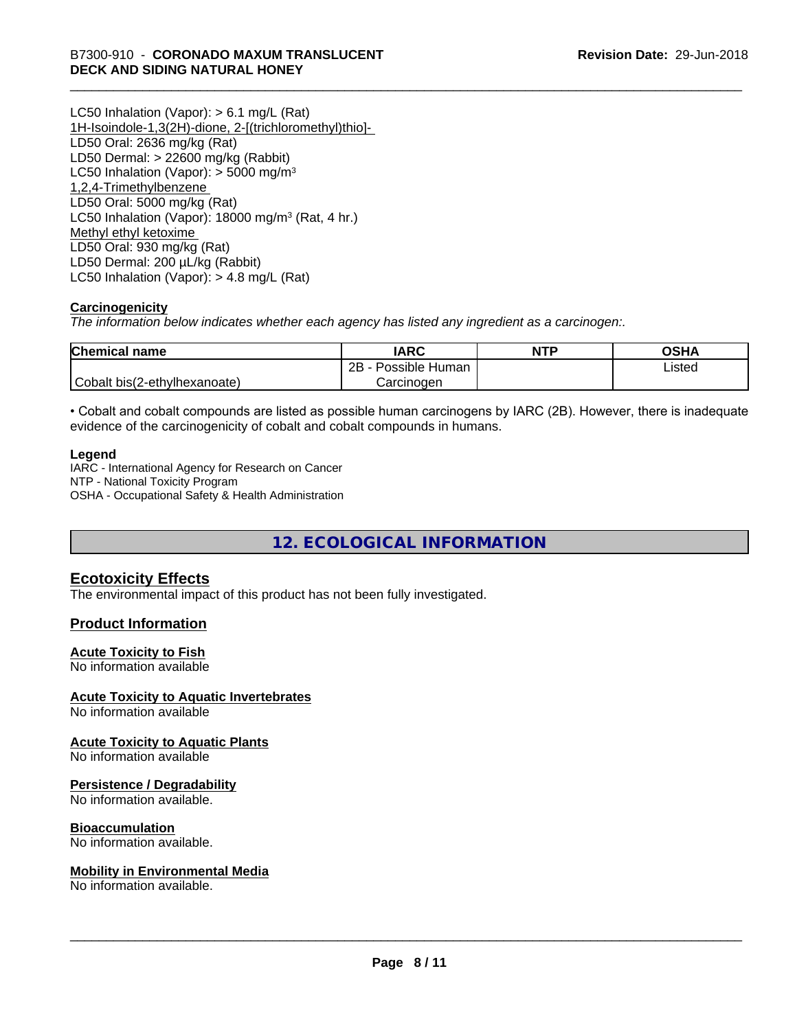LC50 Inhalation (Vapor): > 6.1 mg/L (Rat)
1H-Isoindole-1,3(2H)-dione, 2-[(trichloromethyl)thio]-
LD50 Oral: 2636 mg/kg (Rat)
LD50 Dermal: > 22600 mg/kg (Rabbit)
LC50 Inhalation (Vapor): > 5000 mg/m$^3$
1,2,4-Trimethylbenzene
LD50 Oral: 5000 mg/kg (Rat)
LC50 Inhalation (Vapor): 18000 mg/m$^3$ (Rat, 4 hr.)
Methyl ethyl ketoxime
LD50 Oral: 930 mg/kg (Rat)
LD50 Dermal: 200 µL/kg (Rabbit)
LC50 Inhalation (Vapor): > 4.8 mg/L (Rat)

**Carcinogenicity**

*The information below indicates whether each agency has listed any ingredient as a carcinogen:.*

| Chemical name | IARC | NTP | OSHA |
|---|---|---|---|
| Cobalt bis(2-ethylhexanoate) | 2B - Possible Human Carcinogen | | Listed |

• Cobalt and cobalt compounds are listed as possible human carcinogens by IARC (2B). However, there is inadequate evidence of the carcinogenicity of cobalt and cobalt compounds in humans.

**Legend**
IARC - International Agency for Research on Cancer
NTP - National Toxicity Program
OSHA - Occupational Safety & Health Administration

# 12. ECOLOGICAL INFORMATION

## Ecotoxicity Effects

The environmental impact of this product has not been fully investigated.

## Product Information

**Acute Toxicity to Fish**
No information available

**Acute Toxicity to Aquatic Invertebrates**
No information available

**Acute Toxicity to Aquatic Plants**
No information available

**Persistence / Degradability**
No information available.

**Bioaccumulation**
No information available.

**Mobility in Environmental Media**
No information available.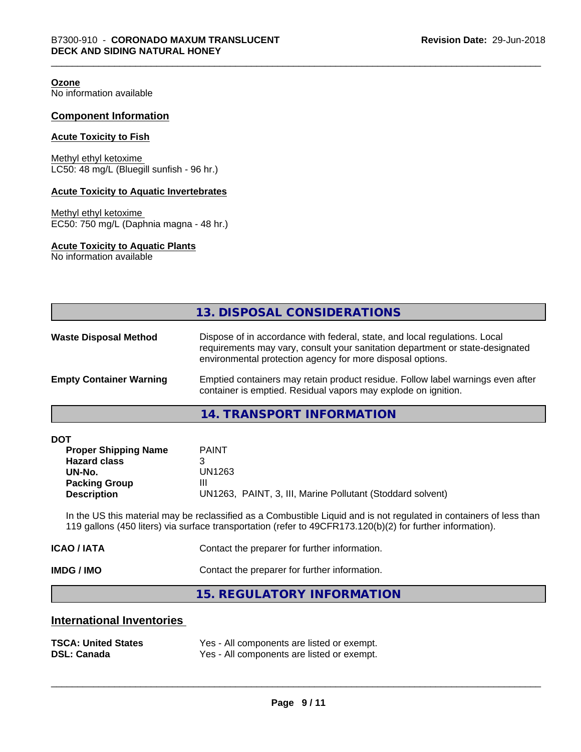**Ozone**
No information available

## Component Information

**Acute Toxicity to Fish**

Methyl ethyl ketoxime
LC50: 48 mg/L (Bluegill sunfish - 96 hr.)

**Acute Toxicity to Aquatic Invertebrates**

Methyl ethyl ketoxime
EC50: 750 mg/L (Daphnia magna - 48 hr.)

**Acute Toxicity to Aquatic Plants**
No information available

## 13. DISPOSAL CONSIDERATIONS

**Waste Disposal Method**: Dispose of in accordance with federal, state, and local regulations. Local requirements may vary, consult your sanitation department or state-designated environmental protection agency for more disposal options.

**Empty Container Warning**: Emptied containers may retain product residue. Follow label warnings even after container is emptied. Residual vapors may explode on ignition.

## 14. TRANSPORT INFORMATION

**DOT**

| | |
|---|---|
| **Proper Shipping Name** | PAINT |
| **Hazard class** | 3 |
| **UN-No.** | UN1263 |
| **Packing Group** | III |
| **Description** | UN1263, PAINT, 3, III, Marine Pollutant (Stoddard solvent) |

In the US this material may be reclassified as a Combustible Liquid and is not regulated in containers of less than 119 gallons (450 liters) via surface transportation (refer to 49CFR173.120(b)(2) for further information).

**ICAO / IATA**: Contact the preparer for further information.

**IMDG / IMO**: Contact the preparer for further information.

## 15. REGULATORY INFORMATION

### International Inventories

| | |
|---|---|
| **TSCA: United States** | Yes - All components are listed or exempt. |
| **DSL: Canada** | Yes - All components are listed or exempt. |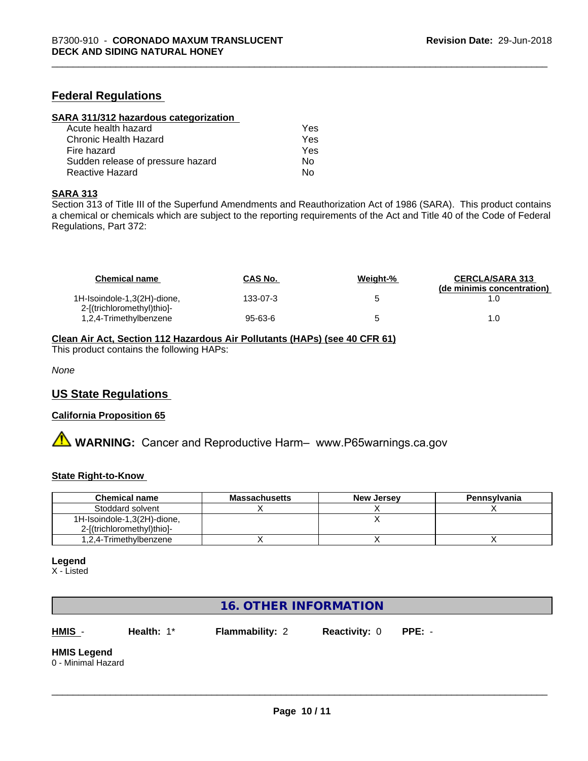## Federal Regulations

**SARA 311/312 hazardous categorization**

| | |
|---|---|
| Acute health hazard | Yes |
| Chronic Health Hazard | Yes |
| Fire hazard | Yes |
| Sudden release of pressure hazard | No |
| Reactive Hazard | No |

**SARA 313**

Section 313 of Title III of the Superfund Amendments and Reauthorization Act of 1986 (SARA). This product contains a chemical or chemicals which are subject to the reporting requirements of the Act and Title 40 of the Code of Federal Regulations, Part 372:

| Chemical name | CAS No. | Weight-% | CERCLA/SARA 313 (de minimis concentration) |
|---|---|---|---|
| 1H-Isoindole-1,3(2H)-dione, 2-[(trichloromethyl)thio]- | 133-07-3 | 5 | 1.0 |
| 1,2,4-Trimethylbenzene | 95-63-6 | 5 | 1.0 |

**Clean Air Act, Section 112 Hazardous Air Pollutants (HAPs) (see 40 CFR 61)**

This product contains the following HAPs:

*None*

## US State Regulations

**California Proposition 65**

⚠ **WARNING:** Cancer and Reproductive Harm– www.P65warnings.ca.gov

**State Right-to-Know**

| Chemical name | Massachusetts | New Jersey | Pennsylvania |
|---|---|---|---|
| Stoddard solvent | X | X | X |
| 1H-Isoindole-1,3(2H)-dione, 2-[(trichloromethyl)thio]- | | X | |
| 1,2,4-Trimethylbenzene | X | X | X |

**Legend**

X - Listed

## 16. OTHER INFORMATION

**HMIS** - **Health:** 1* **Flammability:** 2 **Reactivity:** 0 **PPE:** -

**HMIS Legend**

0 - Minimal Hazard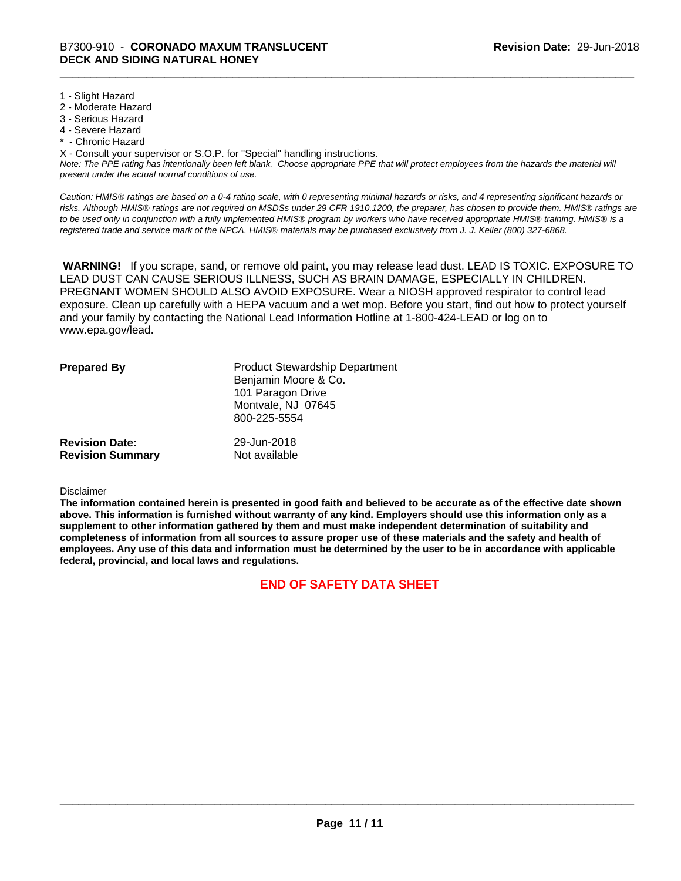1 - Slight Hazard
2 - Moderate Hazard
3 - Serious Hazard
4 - Severe Hazard
* - Chronic Hazard
X - Consult your supervisor or S.O.P. for "Special" handling instructions.

*Note: The PPE rating has intentionally been left blank. Choose appropriate PPE that will protect employees from the hazards the material will present under the actual normal conditions of use.*

*Caution: HMIS® ratings are based on a 0-4 rating scale, with 0 representing minimal hazards or risks, and 4 representing significant hazards or risks. Although HMIS® ratings are not required on MSDSs under 29 CFR 1910.1200, the preparer, has chosen to provide them. HMIS® ratings are to be used only in conjunction with a fully implemented HMIS® program by workers who have received appropriate HMIS® training. HMIS® is a registered trade and service mark of the NPCA. HMIS® materials may be purchased exclusively from J. J. Keller (800) 327-6868.*

**WARNING!** If you scrape, sand, or remove old paint, you may release lead dust. LEAD IS TOXIC. EXPOSURE TO LEAD DUST CAN CAUSE SERIOUS ILLNESS, SUCH AS BRAIN DAMAGE, ESPECIALLY IN CHILDREN. PREGNANT WOMEN SHOULD ALSO AVOID EXPOSURE. Wear a NIOSH approved respirator to control lead exposure. Clean up carefully with a HEPA vacuum and a wet mop. Before you start, find out how to protect yourself and your family by contacting the National Lead Information Hotline at 1-800-424-LEAD or log on to www.epa.gov/lead.

| | |
|---|---|
| **Prepared By** | Product Stewardship Department<br>Benjamin Moore & Co.<br>101 Paragon Drive<br>Montvale, NJ 07645<br>800-225-5554 |
| **Revision Date:** | 29-Jun-2018 |
| **Revision Summary** | Not available |

Disclaimer

**The information contained herein is presented in good faith and believed to be accurate as of the effective date shown above. This information is furnished without warranty of any kind. Employers should use this information only as a supplement to other information gathered by them and must make independent determination of suitability and completeness of information from all sources to assure proper use of these materials and the safety and health of employees. Any use of this data and information must be determined by the user to be in accordance with applicable federal, provincial, and local laws and regulations.**

**END OF SAFETY DATA SHEET**